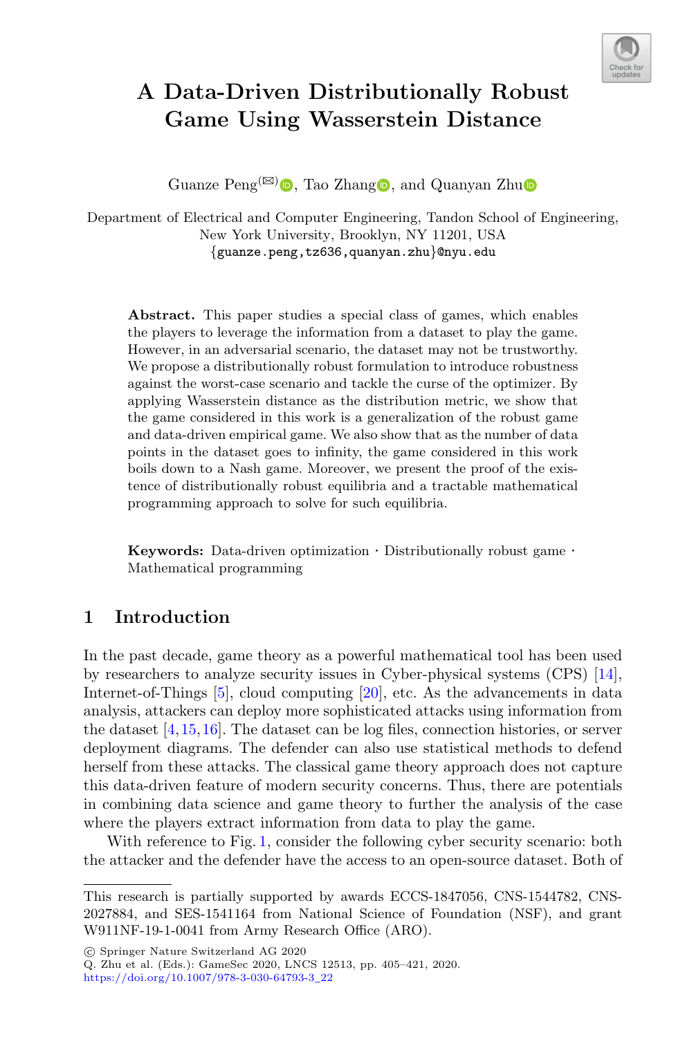# A Data-Driven Distributionally Robust Game Using Wasserstein Distance

Guanze Peng(✉), Tao Zhang, and Quanyan Zhu

Department of Electrical and Computer Engineering, Tandon School of Engineering, New York University, Brooklyn, NY 11201, USA
{guanze.peng,tz636,quanyan.zhu}@nyu.edu

**Abstract.** This paper studies a special class of games, which enables the players to leverage the information from a dataset to play the game. However, in an adversarial scenario, the dataset may not be trustworthy. We propose a distributionally robust formulation to introduce robustness against the worst-case scenario and tackle the curse of the optimizer. By applying Wasserstein distance as the distribution metric, we show that the game considered in this work is a generalization of the robust game and data-driven empirical game. We also show that as the number of data points in the dataset goes to infinity, the game considered in this work boils down to a Nash game. Moreover, we present the proof of the existence of distributionally robust equilibria and a tractable mathematical programming approach to solve for such equilibria.

**Keywords:** Data-driven optimization · Distributionally robust game · Mathematical programming

## 1 Introduction

In the past decade, game theory as a powerful mathematical tool has been used by researchers to analyze security issues in Cyber-physical systems (CPS) [14], Internet-of-Things [5], cloud computing [20], etc. As the advancements in data analysis, attackers can deploy more sophisticated attacks using information from the dataset [4,15,16]. The dataset can be log files, connection histories, or server deployment diagrams. The defender can also use statistical methods to defend herself from these attacks. The classical game theory approach does not capture this data-driven feature of modern security concerns. Thus, there are potentials in combining data science and game theory to further the analysis of the case where the players extract information from data to play the game.

With reference to Fig. 1, consider the following cyber security scenario: both the attacker and the defender have the access to an open-source dataset. Both of

---

This research is partially supported by awards ECCS-1847056, CNS-1544782, CNS-2027884, and SES-1541164 from National Science of Foundation (NSF), and grant W911NF-19-1-0041 from Army Research Office (ARO).

© Springer Nature Switzerland AG 2020
Q. Zhu et al. (Eds.): GameSec 2020, LNCS 12513, pp. 405–421, 2020.
https://doi.org/10.1007/978-3-030-64793-3_22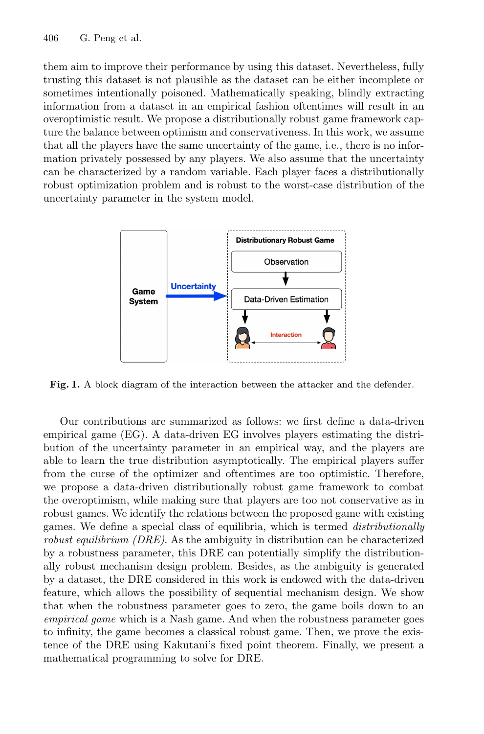them aim to improve their performance by using this dataset. Nevertheless, fully trusting this dataset is not plausible as the dataset can be either incomplete or sometimes intentionally poisoned. Mathematically speaking, blindly extracting information from a dataset in an empirical fashion oftentimes will result in an overoptimistic result. We propose a distributionally robust game framework capture the balance between optimism and conservativeness. In this work, we assume that all the players have the same uncertainty of the game, i.e., there is no information privately possessed by any players. We also assume that the uncertainty can be characterized by a random variable. Each player faces a distributionally robust optimization problem and is robust to the worst-case distribution of the uncertainty parameter in the system model.

Game System

Uncertainty

Distributionary Robust Game

Observation

Data-Driven Estimation

Interaction

**Fig. 1.** A block diagram of the interaction between the attacker and the defender.

Our contributions are summarized as follows: we first define a data-driven empirical game (EG). A data-driven EG involves players estimating the distribution of the uncertainty parameter in an empirical way, and the players are able to learn the true distribution asymptotically. The empirical players suffer from the curse of the optimizer and oftentimes are too optimistic. Therefore, we propose a data-driven distributionally robust game framework to combat the overoptimism, while making sure that players are too not conservative as in robust games. We identify the relations between the proposed game with existing games. We define a special class of equilibria, which is termed *distributionally robust equilibrium (DRE)*. As the ambiguity in distribution can be characterized by a robustness parameter, this DRE can potentially simplify the distributionally robust mechanism design problem. Besides, as the ambiguity is generated by a dataset, the DRE considered in this work is endowed with the data-driven feature, which allows the possibility of sequential mechanism design. We show that when the robustness parameter goes to zero, the game boils down to an *empirical game* which is a Nash game. And when the robustness parameter goes to infinity, the game becomes a classical robust game. Then, we prove the existence of the DRE using Kakutani's fixed point theorem. Finally, we present a mathematical programming to solve for DRE.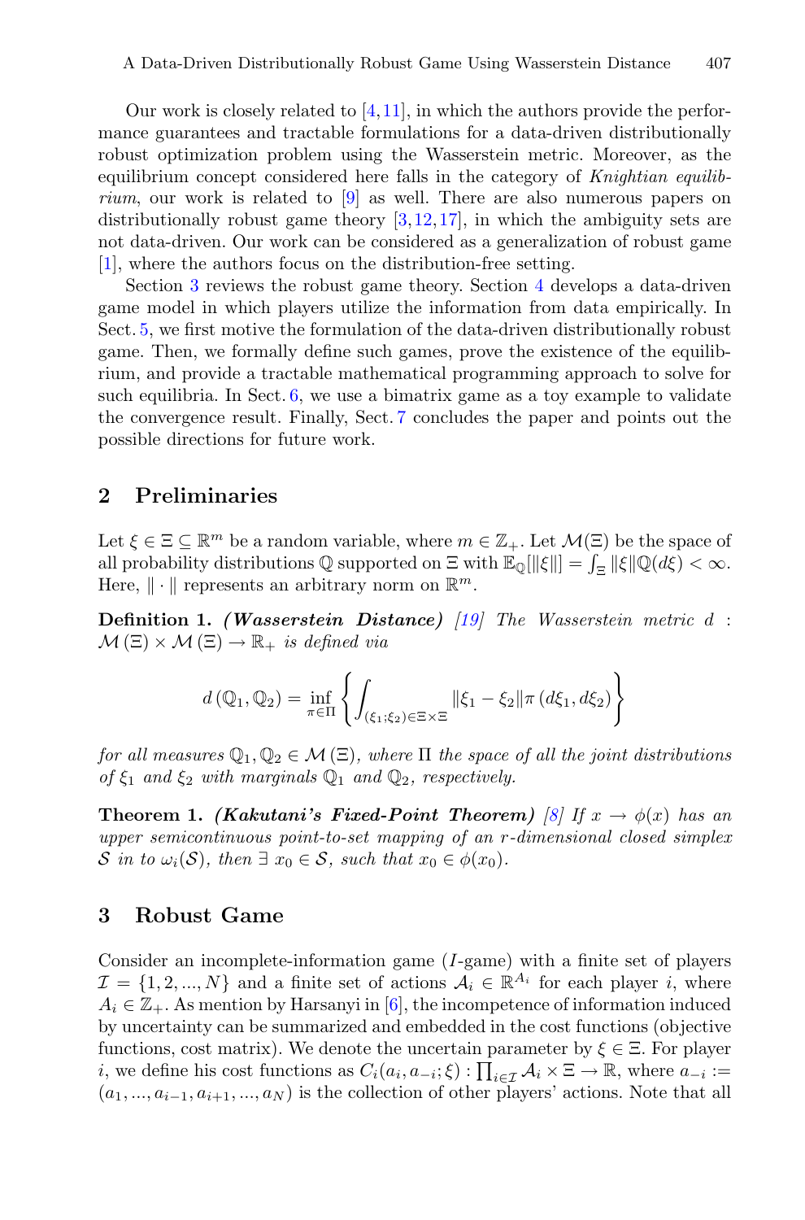Our work is closely related to [4,11], in which the authors provide the performance guarantees and tractable formulations for a data-driven distributionally robust optimization problem using the Wasserstein metric. Moreover, as the equilibrium concept considered here falls in the category of *Knightian equilibrium*, our work is related to [9] as well. There are also numerous papers on distributionally robust game theory [3,12,17], in which the ambiguity sets are not data-driven. Our work can be considered as a generalization of robust game [1], where the authors focus on the distribution-free setting.

Section 3 reviews the robust game theory. Section 4 develops a data-driven game model in which players utilize the information from data empirically. In Sect. 5, we first motive the formulation of the data-driven distributionally robust game. Then, we formally define such games, prove the existence of the equilibrium, and provide a tractable mathematical programming approach to solve for such equilibria. In Sect. 6, we use a bimatrix game as a toy example to validate the convergence result. Finally, Sect. 7 concludes the paper and points out the possible directions for future work.

## 2 Preliminaries

Let $\xi \in \Xi \subseteq \mathbb{R}^m$ be a random variable, where $m \in \mathbb{Z}_+$. Let $\mathcal{M}(\Xi)$ be the space of all probability distributions $\mathbb{Q}$ supported on $\Xi$ with $\mathbb{E}_{\mathbb{Q}}[\|\xi\|] = \int_{\Xi} \|\xi\| \mathbb{Q}(d\xi) < \infty$. Here, $\|\cdot\|$ represents an arbitrary norm on $\mathbb{R}^m$.

**Definition 1.** ***(Wasserstein Distance)*** *[19] The Wasserstein metric $d : \mathcal{M}(\Xi) \times \mathcal{M}(\Xi) \to \mathbb{R}_+$ is defined via*

$$d(\mathbb{Q}_1, \mathbb{Q}_2) = \inf_{\pi \in \Pi} \left\{ \int_{(\xi_1; \xi_2) \in \Xi \times \Xi} \|\xi_1 - \xi_2\| \pi(d\xi_1, d\xi_2) \right\}$$

*for all measures $\mathbb{Q}_1, \mathbb{Q}_2 \in \mathcal{M}(\Xi)$, where $\Pi$ the space of all the joint distributions of $\xi_1$ and $\xi_2$ with marginals $\mathbb{Q}_1$ and $\mathbb{Q}_2$, respectively.*

**Theorem 1.** ***(Kakutani's Fixed-Point Theorem)*** *[8] If $x \to \phi(x)$ has an upper semicontinuous point-to-set mapping of an $r$-dimensional closed simplex $\mathcal{S}$ in to $\omega_i(\mathcal{S})$, then $\exists$ $x_0 \in \mathcal{S}$, such that $x_0 \in \phi(x_0)$.*

## 3 Robust Game

Consider an incomplete-information game ($I$-game) with a finite set of players $\mathcal{I} = \{1, 2, ..., N\}$ and a finite set of actions $\mathcal{A}_i \in \mathbb{R}^{A_i}$ for each player $i$, where $A_i \in \mathbb{Z}_+$. As mention by Harsanyi in [6], the incompetence of information induced by uncertainty can be summarized and embedded in the cost functions (objective functions, cost matrix). We denote the uncertain parameter by $\xi \in \Xi$. For player $i$, we define his cost functions as $C_i(a_i, a_{-i}; \xi) : \prod_{i \in \mathcal{I}} \mathcal{A}_i \times \Xi \to \mathbb{R}$, where $a_{-i} := (a_1, ..., a_{i-1}, a_{i+1}, ..., a_N)$ is the collection of other players' actions. Note that all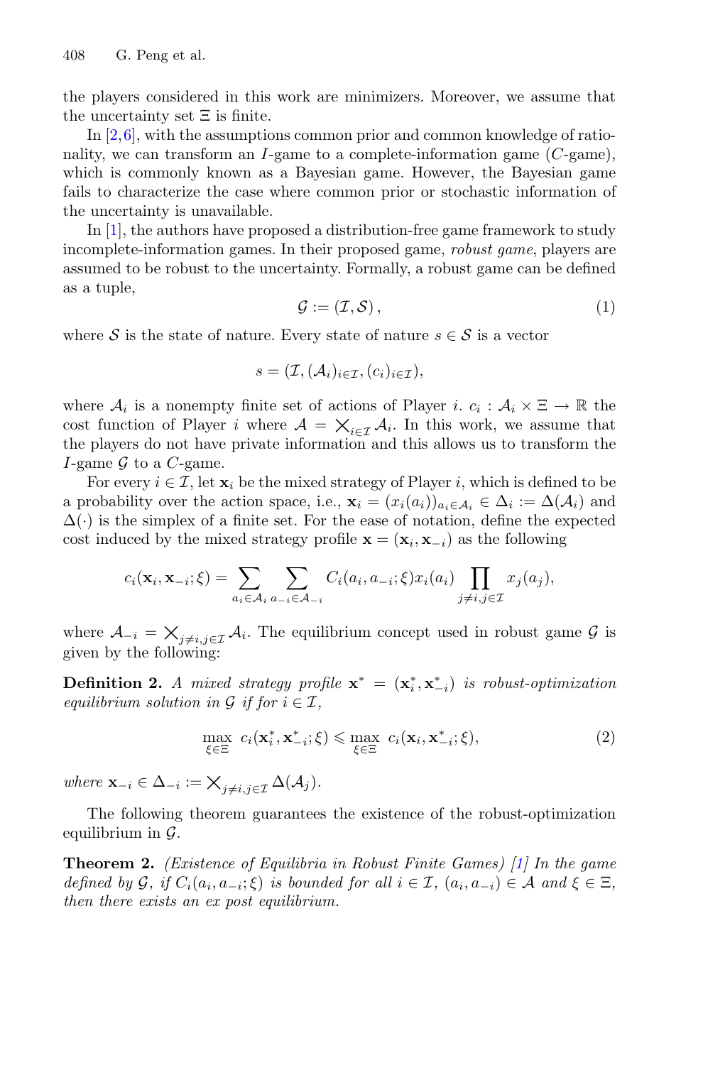the players considered in this work are minimizers. Moreover, we assume that the uncertainty set $\Xi$ is finite.

In [2,6], with the assumptions common prior and common knowledge of rationality, we can transform an $I$-game to a complete-information game ($C$-game), which is commonly known as a Bayesian game. However, the Bayesian game fails to characterize the case where common prior or stochastic information of the uncertainty is unavailable.

In [1], the authors have proposed a distribution-free game framework to study incomplete-information games. In their proposed game, *robust game*, players are assumed to be robust to the uncertainty. Formally, a robust game can be defined as a tuple,

$$\mathcal{G} := (\mathcal{I}, \mathcal{S}), \tag{1}$$

where $\mathcal{S}$ is the state of nature. Every state of nature $s \in \mathcal{S}$ is a vector

$$s = (\mathcal{I}, (\mathcal{A}_i)_{i \in \mathcal{I}}, (c_i)_{i \in \mathcal{I}}),$$

where $\mathcal{A}_i$ is a nonempty finite set of actions of Player $i$. $c_i : \mathcal{A}_i \times \Xi \to \mathbb{R}$ the cost function of Player $i$ where $\mathcal{A} = \bigtimes_{i \in \mathcal{I}} \mathcal{A}_i$. In this work, we assume that the players do not have private information and this allows us to transform the $I$-game $\mathcal{G}$ to a $C$-game.

For every $i \in \mathcal{I}$, let $\mathbf{x}_i$ be the mixed strategy of Player $i$, which is defined to be a probability over the action space, i.e., $\mathbf{x}_i = (x_i(a_i))_{a_i \in \mathcal{A}_i} \in \Delta_i := \Delta(\mathcal{A}_i)$ and $\Delta(\cdot)$ is the simplex of a finite set. For the ease of notation, define the expected cost induced by the mixed strategy profile $\mathbf{x} = (\mathbf{x}_i, \mathbf{x}_{-i})$ as the following

$$c_i(\mathbf{x}_i, \mathbf{x}_{-i}; \xi) = \sum_{a_i \in \mathcal{A}_i} \sum_{a_{-i} \in \mathcal{A}_{-i}} C_i(a_i, a_{-i}; \xi) x_i(a_i) \prod_{j \neq i, j \in \mathcal{I}} x_j(a_j),$$

where $\mathcal{A}_{-i} = \bigtimes_{j \neq i, j \in \mathcal{I}} \mathcal{A}_i$. The equilibrium concept used in robust game $\mathcal{G}$ is given by the following:

**Definition 2.** *A mixed strategy profile $\mathbf{x}^* = (\mathbf{x}_i^*, \mathbf{x}_{-i}^*)$ is robust-optimization equilibrium solution in $\mathcal{G}$ if for $i \in \mathcal{I}$,*

$$\max_{\xi \in \Xi} \; c_i(\mathbf{x}_i^*, \mathbf{x}_{-i}^*; \xi) \leqslant \max_{\xi \in \Xi} \; c_i(\mathbf{x}_i, \mathbf{x}_{-i}^*; \xi), \tag{2}$$

*where $\mathbf{x}_{-i} \in \Delta_{-i} := \bigtimes_{j \neq i, j \in \mathcal{I}} \Delta(\mathcal{A}_j)$.*

The following theorem guarantees the existence of the robust-optimization equilibrium in $\mathcal{G}$.

**Theorem 2.** *(Existence of Equilibria in Robust Finite Games) [1] In the game defined by $\mathcal{G}$, if $C_i(a_i, a_{-i}; \xi)$ is bounded for all $i \in \mathcal{I}$, $(a_i, a_{-i}) \in \mathcal{A}$ and $\xi \in \Xi$, then there exists an ex post equilibrium.*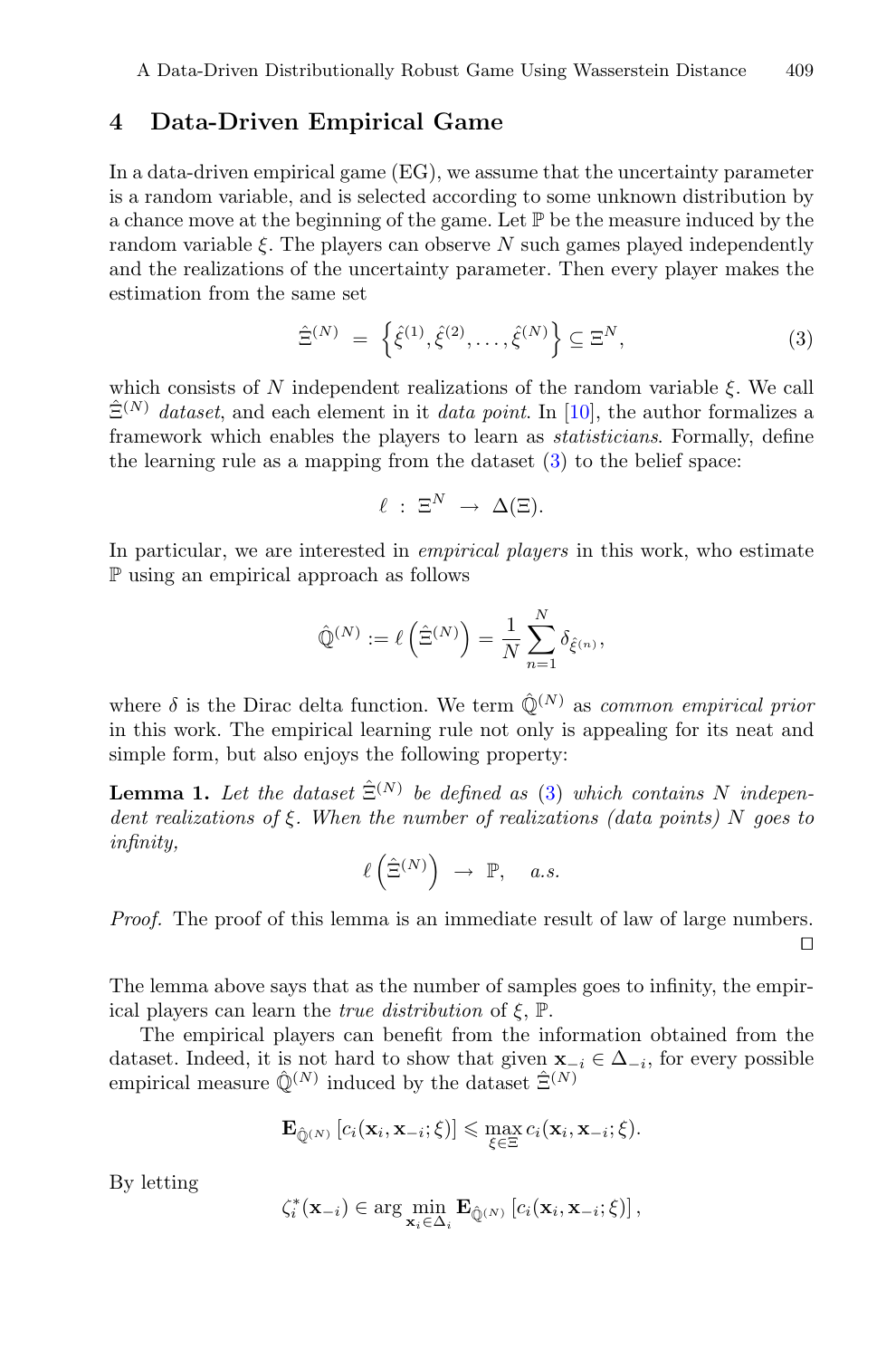## 4 Data-Driven Empirical Game

In a data-driven empirical game (EG), we assume that the uncertainty parameter is a random variable, and is selected according to some unknown distribution by a chance move at the beginning of the game. Let $\mathbb{P}$ be the measure induced by the random variable $\xi$. The players can observe $N$ such games played independently and the realizations of the uncertainty parameter. Then every player makes the estimation from the same set

$$\hat{\Xi}^{(N)} = \left\{ \hat{\xi}^{(1)}, \hat{\xi}^{(2)}, \ldots, \hat{\xi}^{(N)} \right\} \subseteq \Xi^N, \tag{3}$$

which consists of $N$ independent realizations of the random variable $\xi$. We call $\hat{\Xi}^{(N)}$ *dataset*, and each element in it *data point*. In [10], the author formalizes a framework which enables the players to learn as *statisticians*. Formally, define the learning rule as a mapping from the dataset (3) to the belief space:

$$\ell \; : \; \Xi^N \; \to \; \Delta(\Xi).$$

In particular, we are interested in *empirical players* in this work, who estimate $\mathbb{P}$ using an empirical approach as follows

$$\hat{\mathbb{Q}}^{(N)} := \ell\left(\hat{\Xi}^{(N)}\right) = \frac{1}{N} \sum_{n=1}^{N} \delta_{\hat{\xi}^{(n)}},$$

where $\delta$ is the Dirac delta function. We term $\hat{\mathbb{Q}}^{(N)}$ as *common empirical prior* in this work. The empirical learning rule not only is appealing for its neat and simple form, but also enjoys the following property:

**Lemma 1.** *Let the dataset $\hat{\Xi}^{(N)}$ be defined as (3) which contains $N$ independent realizations of $\xi$. When the number of realizations (data points) $N$ goes to infinity,*

$$\ell\left(\hat{\Xi}^{(N)}\right) \; \to \; \mathbb{P}, \quad a.s.$$

*Proof.* The proof of this lemma is an immediate result of law of large numbers. □

The lemma above says that as the number of samples goes to infinity, the empirical players can learn the *true distribution* of $\xi$, $\mathbb{P}$.

The empirical players can benefit from the information obtained from the dataset. Indeed, it is not hard to show that given $\mathbf{x}_{-i} \in \Delta_{-i}$, for every possible empirical measure $\hat{\mathbb{Q}}^{(N)}$ induced by the dataset $\hat{\Xi}^{(N)}$

$$\mathbf{E}_{\hat{\mathbb{Q}}^{(N)}} \left[ c_i(\mathbf{x}_i, \mathbf{x}_{-i}; \xi) \right] \leqslant \max_{\xi \in \Xi} c_i(\mathbf{x}_i, \mathbf{x}_{-i}; \xi).$$

By letting

$$\zeta_i^*(\mathbf{x}_{-i}) \in \arg \min_{\mathbf{x}_i \in \Delta_i} \mathbf{E}_{\hat{\mathbb{Q}}^{(N)}} \left[ c_i(\mathbf{x}_i, \mathbf{x}_{-i}; \xi) \right],$$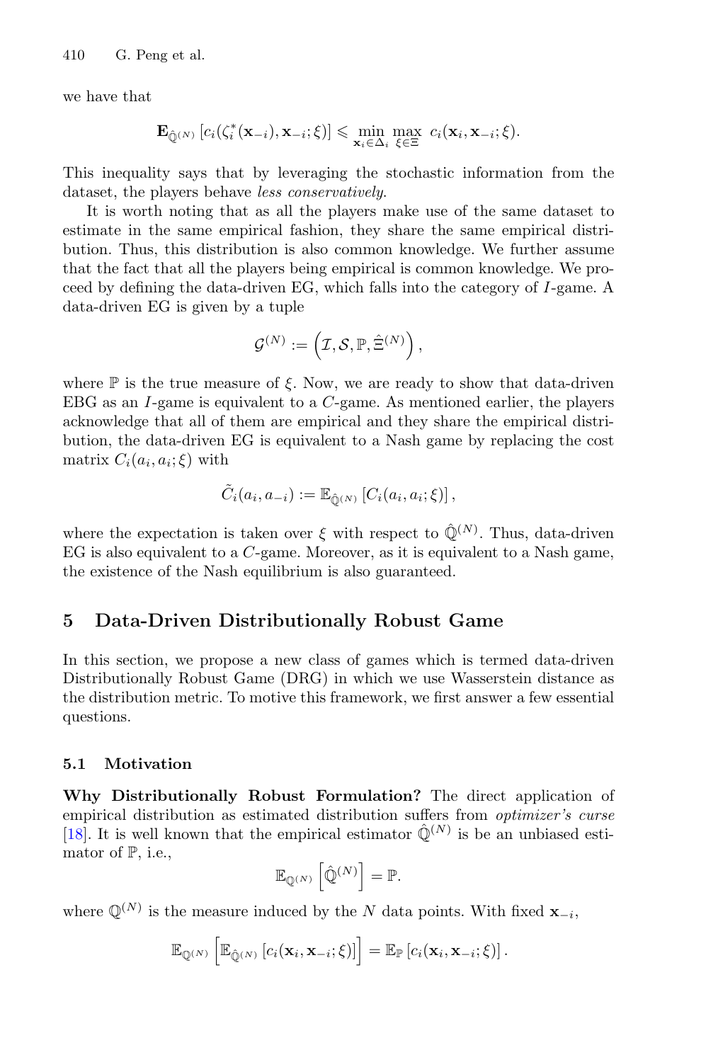we have that

$$\mathbf{E}_{\hat{\mathbb{Q}}^{(N)}}\left[c_i(\zeta_i^*(\mathbf{x}_{-i}), \mathbf{x}_{-i}; \xi)\right] \leqslant \min_{\mathbf{x}_i \in \Delta_i} \max_{\xi \in \Xi} \ c_i(\mathbf{x}_i, \mathbf{x}_{-i}; \xi).$$

This inequality says that by leveraging the stochastic information from the dataset, the players behave *less conservatively*.

It is worth noting that as all the players make use of the same dataset to estimate in the same empirical fashion, they share the same empirical distribution. Thus, this distribution is also common knowledge. We further assume that the fact that all the players being empirical is common knowledge. We proceed by defining the data-driven EG, which falls into the category of $I$-game. A data-driven EG is given by a tuple

$$\mathcal{G}^{(N)} := \left(\mathcal{I}, \mathcal{S}, \mathbb{P}, \hat{\Xi}^{(N)}\right),$$

where $\mathbb{P}$ is the true measure of $\xi$. Now, we are ready to show that data-driven EBG as an $I$-game is equivalent to a $C$-game. As mentioned earlier, the players acknowledge that all of them are empirical and they share the empirical distribution, the data-driven EG is equivalent to a Nash game by replacing the cost matrix $C_i(a_i, a_i; \xi)$ with

$$\tilde{C}_i(a_i, a_{-i}) := \mathbb{E}_{\hat{\mathbb{Q}}^{(N)}}\left[C_i(a_i, a_i; \xi)\right],$$

where the expectation is taken over $\xi$ with respect to $\hat{\mathbb{Q}}^{(N)}$. Thus, data-driven EG is also equivalent to a $C$-game. Moreover, as it is equivalent to a Nash game, the existence of the Nash equilibrium is also guaranteed.

## 5 Data-Driven Distributionally Robust Game

In this section, we propose a new class of games which is termed data-driven Distributionally Robust Game (DRG) in which we use Wasserstein distance as the distribution metric. To motive this framework, we first answer a few essential questions.

### 5.1 Motivation

**Why Distributionally Robust Formulation?** The direct application of empirical distribution as estimated distribution suffers from *optimizer's curse* [18]. It is well known that the empirical estimator $\hat{\mathbb{Q}}^{(N)}$ is be an unbiased estimator of $\mathbb{P}$, i.e.,

$$\mathbb{E}_{\mathbb{Q}^{(N)}}\left[\hat{\mathbb{Q}}^{(N)}\right] = \mathbb{P}.$$

where $\mathbb{Q}^{(N)}$ is the measure induced by the $N$ data points. With fixed $\mathbf{x}_{-i}$,

$$\mathbb{E}_{\mathbb{Q}^{(N)}}\left[\mathbb{E}_{\hat{\mathbb{Q}}^{(N)}}\left[c_i(\mathbf{x}_i, \mathbf{x}_{-i}; \xi)\right]\right] = \mathbb{E}_{\mathbb{P}}\left[c_i(\mathbf{x}_i, \mathbf{x}_{-i}; \xi)\right].$$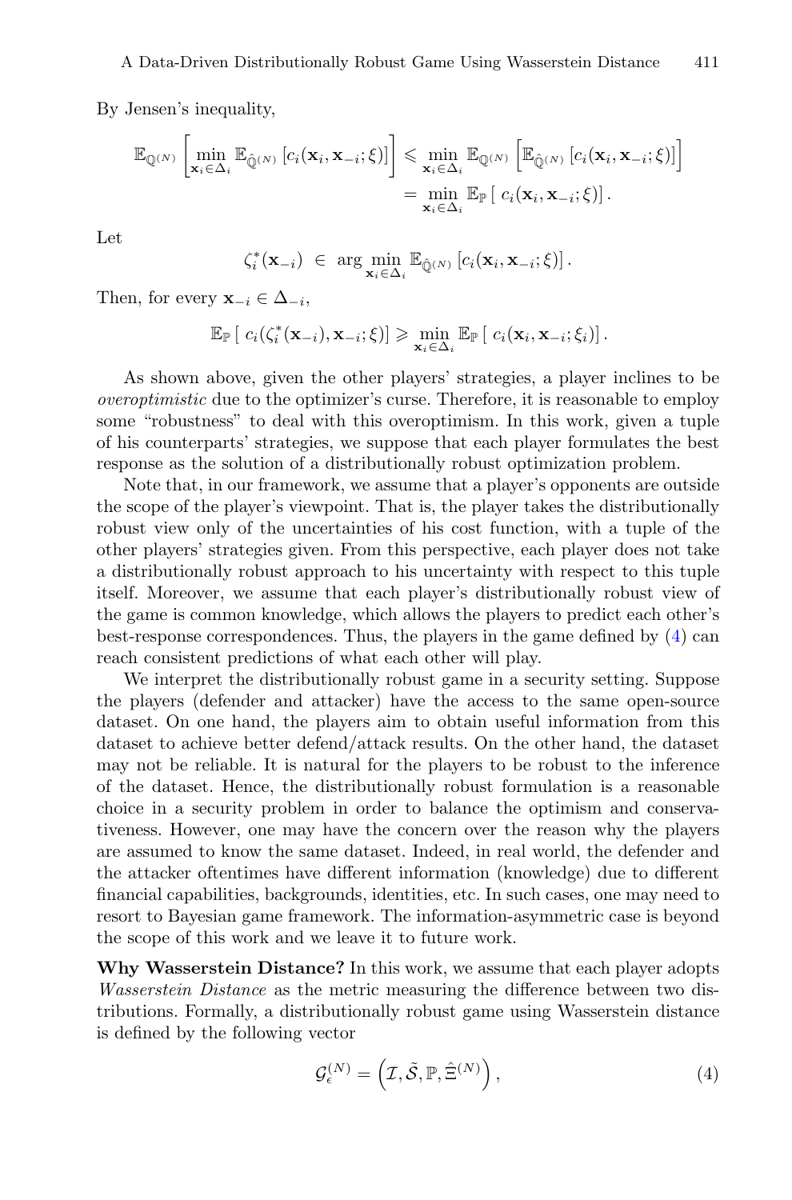By Jensen's inequality,

$$\mathbb{E}_{\mathbb{Q}^{(N)}}\left[\min_{\mathbf{x}_i \in \Delta_i} \mathbb{E}_{\hat{\mathbb{Q}}^{(N)}}\left[c_i(\mathbf{x}_i, \mathbf{x}_{-i}; \xi)\right]\right] \leqslant \min_{\mathbf{x}_i \in \Delta_i} \mathbb{E}_{\mathbb{Q}^{(N)}}\left[\mathbb{E}_{\hat{\mathbb{Q}}^{(N)}}\left[c_i(\mathbf{x}_i, \mathbf{x}_{-i}; \xi)\right]\right]$$
$$= \min_{\mathbf{x}_i \in \Delta_i} \mathbb{E}_{\mathbb{P}}\left[\, c_i(\mathbf{x}_i, \mathbf{x}_{-i}; \xi)\right].$$

Let

$$\zeta_i^*(\mathbf{x}_{-i}) \in \arg\min_{\mathbf{x}_i \in \Delta_i} \mathbb{E}_{\hat{\mathbb{Q}}^{(N)}}\left[c_i(\mathbf{x}_i, \mathbf{x}_{-i}; \xi)\right].$$

Then, for every $\mathbf{x}_{-i} \in \Delta_{-i}$,

$$\mathbb{E}_{\mathbb{P}}\left[\, c_i(\zeta_i^*(\mathbf{x}_{-i}), \mathbf{x}_{-i}; \xi)\right] \geqslant \min_{\mathbf{x}_i \in \Delta_i} \mathbb{E}_{\mathbb{P}}\left[\, c_i(\mathbf{x}_i, \mathbf{x}_{-i}; \xi_i)\right].$$

As shown above, given the other players' strategies, a player inclines to be *overoptimistic* due to the optimizer's curse. Therefore, it is reasonable to employ some "robustness" to deal with this overoptimism. In this work, given a tuple of his counterparts' strategies, we suppose that each player formulates the best response as the solution of a distributionally robust optimization problem.

Note that, in our framework, we assume that a player's opponents are outside the scope of the player's viewpoint. That is, the player takes the distributionally robust view only of the uncertainties of his cost function, with a tuple of the other players' strategies given. From this perspective, each player does not take a distributionally robust approach to his uncertainty with respect to this tuple itself. Moreover, we assume that each player's distributionally robust view of the game is common knowledge, which allows the players to predict each other's best-response correspondences. Thus, the players in the game defined by (4) can reach consistent predictions of what each other will play.

We interpret the distributionally robust game in a security setting. Suppose the players (defender and attacker) have the access to the same open-source dataset. On one hand, the players aim to obtain useful information from this dataset to achieve better defend/attack results. On the other hand, the dataset may not be reliable. It is natural for the players to be robust to the inference of the dataset. Hence, the distributionally robust formulation is a reasonable choice in a security problem in order to balance the optimism and conservativeness. However, one may have the concern over the reason why the players are assumed to know the same dataset. Indeed, in real world, the defender and the attacker oftentimes have different information (knowledge) due to different financial capabilities, backgrounds, identities, etc. In such cases, one may need to resort to Bayesian game framework. The information-asymmetric case is beyond the scope of this work and we leave it to future work.

**Why Wasserstein Distance?** In this work, we assume that each player adopts *Wasserstein Distance* as the metric measuring the difference between two distributions. Formally, a distributionally robust game using Wasserstein distance is defined by the following vector

$$\mathcal{G}_{\epsilon}^{(N)} = \left(\mathcal{I}, \tilde{\mathcal{S}}, \mathbb{P}, \hat{\Xi}^{(N)}\right), \tag{4}$$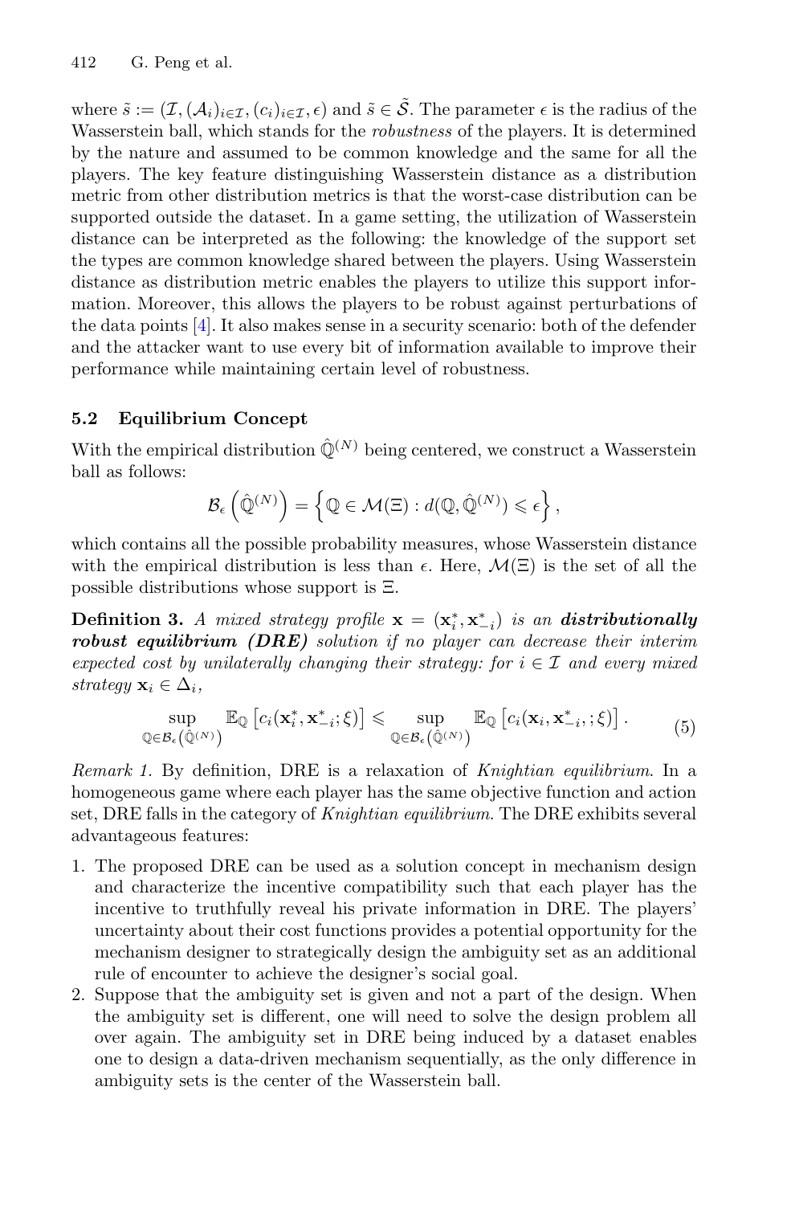where $\tilde{s} := (\mathcal{I}, (\mathcal{A}_i)_{i\in\mathcal{I}}, (c_i)_{i\in\mathcal{I}}, \epsilon)$ and $\tilde{s} \in \tilde{\mathcal{S}}$. The parameter $\epsilon$ is the radius of the Wasserstein ball, which stands for the *robustness* of the players. It is determined by the nature and assumed to be common knowledge and the same for all the players. The key feature distinguishing Wasserstein distance as a distribution metric from other distribution metrics is that the worst-case distribution can be supported outside the dataset. In a game setting, the utilization of Wasserstein distance can be interpreted as the following: the knowledge of the support set the types are common knowledge shared between the players. Using Wasserstein distance as distribution metric enables the players to utilize this support information. Moreover, this allows the players to be robust against perturbations of the data points [4]. It also makes sense in a security scenario: both of the defender and the attacker want to use every bit of information available to improve their performance while maintaining certain level of robustness.

### 5.2 Equilibrium Concept

With the empirical distribution $\hat{\mathbb{Q}}^{(N)}$ being centered, we construct a Wasserstein ball as follows:

$$\mathcal{B}_\epsilon\left(\hat{\mathbb{Q}}^{(N)}\right) = \left\{\mathbb{Q} \in \mathcal{M}(\Xi) : d(\mathbb{Q}, \hat{\mathbb{Q}}^{(N)}) \leqslant \epsilon\right\},$$

which contains all the possible probability measures, whose Wasserstein distance with the empirical distribution is less than $\epsilon$. Here, $\mathcal{M}(\Xi)$ is the set of all the possible distributions whose support is $\Xi$.

**Definition 3.** *A mixed strategy profile $\mathbf{x} = (\mathbf{x}_i^*, \mathbf{x}_{-i}^*)$ is an* ***distributionally robust equilibrium (DRE)*** *solution if no player can decrease their interim expected cost by unilaterally changing their strategy: for $i \in \mathcal{I}$ and every mixed strategy $\mathbf{x}_i \in \Delta_i$,*

$$\sup_{\mathbb{Q}\in\mathcal{B}_\epsilon\left(\hat{\mathbb{Q}}^{(N)}\right)} \mathbb{E}_{\mathbb{Q}}\left[c_i(\mathbf{x}_i^*, \mathbf{x}_{-i}^*; \xi)\right] \leqslant \sup_{\mathbb{Q}\in\mathcal{B}_\epsilon\left(\hat{\mathbb{Q}}^{(N)}\right)} \mathbb{E}_{\mathbb{Q}}\left[c_i(\mathbf{x}_i, \mathbf{x}_{-i}^*, ; \xi)\right]. \tag{5}$$

*Remark 1.* By definition, DRE is a relaxation of *Knightian equilibrium*. In a homogeneous game where each player has the same objective function and action set, DRE falls in the category of *Knightian equilibrium*. The DRE exhibits several advantageous features:

1. The proposed DRE can be used as a solution concept in mechanism design and characterize the incentive compatibility such that each player has the incentive to truthfully reveal his private information in DRE. The players' uncertainty about their cost functions provides a potential opportunity for the mechanism designer to strategically design the ambiguity set as an additional rule of encounter to achieve the designer's social goal.
2. Suppose that the ambiguity set is given and not a part of the design. When the ambiguity set is different, one will need to solve the design problem all over again. The ambiguity set in DRE being induced by a dataset enables one to design a data-driven mechanism sequentially, as the only difference in ambiguity sets is the center of the Wasserstein ball.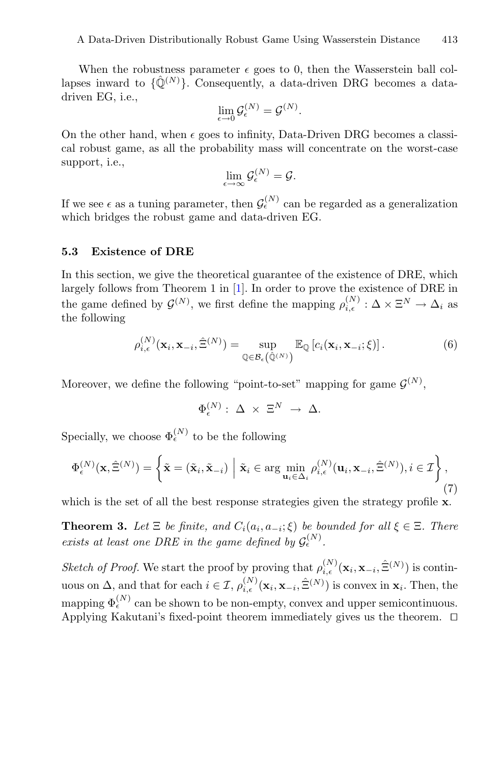When the robustness parameter $\epsilon$ goes to 0, then the Wasserstein ball collapses inward to $\{\hat{\mathbb{Q}}^{(N)}\}$. Consequently, a data-driven DRG becomes a data-driven EG, i.e.,

$$\lim_{\epsilon \to 0} \mathcal{G}_\epsilon^{(N)} = \mathcal{G}^{(N)}.$$

On the other hand, when $\epsilon$ goes to infinity, Data-Driven DRG becomes a classical robust game, as all the probability mass will concentrate on the worst-case support, i.e.,

$$\lim_{\epsilon \to \infty} \mathcal{G}_\epsilon^{(N)} = \mathcal{G}.$$

If we see $\epsilon$ as a tuning parameter, then $\mathcal{G}_\epsilon^{(N)}$ can be regarded as a generalization which bridges the robust game and data-driven EG.

### 5.3 Existence of DRE

In this section, we give the theoretical guarantee of the existence of DRE, which largely follows from Theorem 1 in [1]. In order to prove the existence of DRE in the game defined by $\mathcal{G}^{(N)}$, we first define the mapping $\rho_{i,\epsilon}^{(N)} : \Delta \times \Xi^N \to \Delta_i$ as the following

$$\rho_{i,\epsilon}^{(N)}(\mathbf{x}_i, \mathbf{x}_{-i}, \hat{\Xi}^{(N)}) = \sup_{\mathbb{Q} \in \mathcal{B}_\epsilon(\hat{\mathbb{Q}}^{(N)})} \mathbb{E}_{\mathbb{Q}} \left[ c_i(\mathbf{x}_i, \mathbf{x}_{-i}; \xi) \right]. \tag{6}$$

Moreover, we define the following "point-to-set" mapping for game $\mathcal{G}^{(N)}$,

$$\Phi_\epsilon^{(N)} : \Delta \times \Xi^N \to \Delta.$$

Specially, we choose $\Phi_\epsilon^{(N)}$ to be the following

$$\Phi_\epsilon^{(N)}(\mathbf{x}, \hat{\Xi}^{(N)}) = \left\{ \tilde{\mathbf{x}} = (\tilde{\mathbf{x}}_i, \tilde{\mathbf{x}}_{-i}) \;\middle|\; \tilde{\mathbf{x}}_i \in \arg\min_{\mathbf{u}_i \in \Delta_i} \rho_{i,\epsilon}^{(N)}(\mathbf{u}_i, \mathbf{x}_{-i}, \hat{\Xi}^{(N)}), i \in \mathcal{I} \right\}, \tag{7}$$

which is the set of all the best response strategies given the strategy profile $\mathbf{x}$.

**Theorem 3.** *Let $\Xi$ be finite, and $C_i(a_i, a_{-i}; \xi)$ be bounded for all $\xi \in \Xi$. There exists at least one DRE in the game defined by $\mathcal{G}_\epsilon^{(N)}$.*

*Sketch of Proof.* We start the proof by proving that $\rho_{i,\epsilon}^{(N)}(\mathbf{x}_i, \mathbf{x}_{-i}, \hat{\Xi}^{(N)})$ is continuous on $\Delta$, and that for each $i \in \mathcal{I}$, $\rho_{i,\epsilon}^{(N)}(\mathbf{x}_i, \mathbf{x}_{-i}, \hat{\Xi}^{(N)})$ is convex in $\mathbf{x}_i$. Then, the mapping $\Phi_\epsilon^{(N)}$ can be shown to be non-empty, convex and upper semicontinuous. Applying Kakutani's fixed-point theorem immediately gives us the theorem. $\square$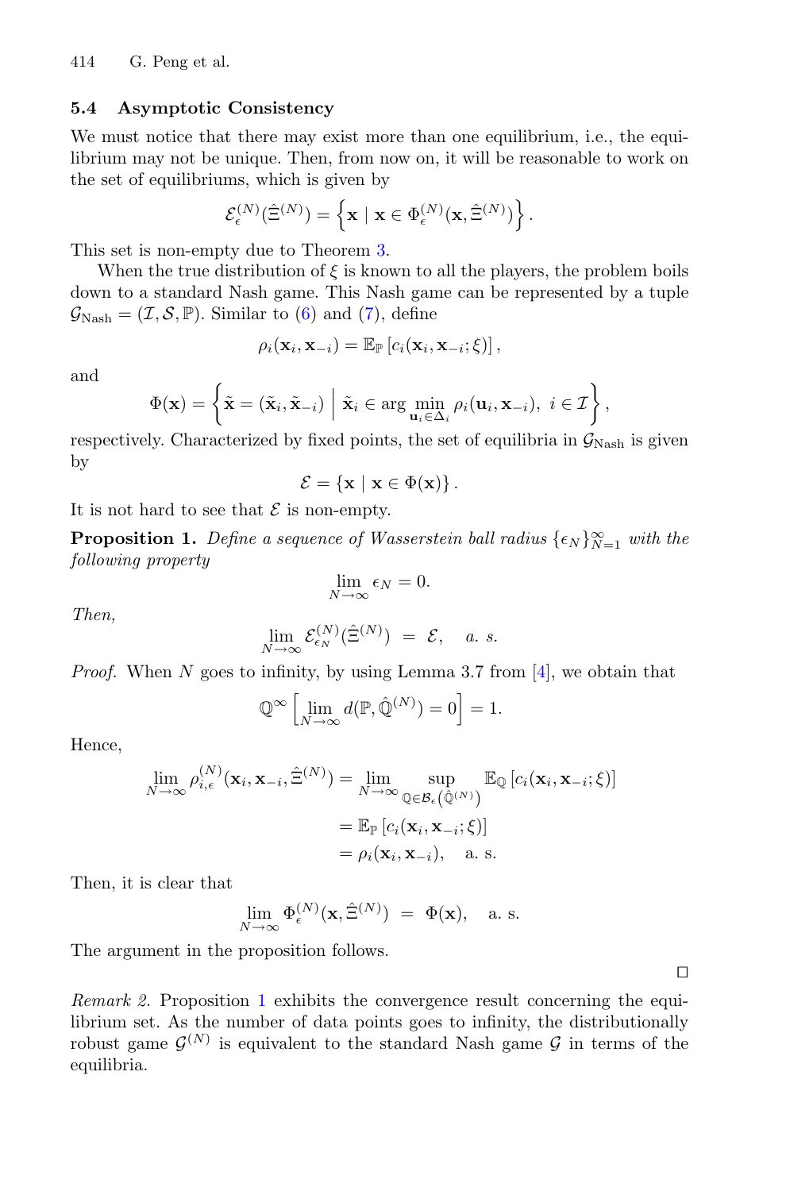### 5.4 Asymptotic Consistency

We must notice that there may exist more than one equilibrium, i.e., the equilibrium may not be unique. Then, from now on, it will be reasonable to work on the set of equilibriums, which is given by

$$\mathcal{E}_{\epsilon}^{(N)}(\hat{\Xi}^{(N)}) = \left\{ \mathbf{x} \mid \mathbf{x} \in \Phi_{\epsilon}^{(N)}(\mathbf{x}, \hat{\Xi}^{(N)}) \right\}.$$

This set is non-empty due to Theorem 3.

When the true distribution of $\xi$ is known to all the players, the problem boils down to a standard Nash game. This Nash game can be represented by a tuple $\mathcal{G}_{\text{Nash}} = (\mathcal{I}, \mathcal{S}, \mathbb{P})$. Similar to (6) and (7), define

$$\rho_i(\mathbf{x}_i, \mathbf{x}_{-i}) = \mathbb{E}_{\mathbb{P}}\left[c_i(\mathbf{x}_i, \mathbf{x}_{-i}; \xi)\right],$$

and

$$\Phi(\mathbf{x}) = \left\{ \tilde{\mathbf{x}} = (\tilde{\mathbf{x}}_i, \tilde{\mathbf{x}}_{-i}) \;\middle|\; \tilde{\mathbf{x}}_i \in \arg\min_{\mathbf{u}_i \in \Delta_i} \rho_i(\mathbf{u}_i, \mathbf{x}_{-i}),\ i \in \mathcal{I} \right\},$$

respectively. Characterized by fixed points, the set of equilibria in $\mathcal{G}_{\text{Nash}}$ is given by

$$\mathcal{E} = \left\{ \mathbf{x} \mid \mathbf{x} \in \Phi(\mathbf{x}) \right\}.$$

It is not hard to see that $\mathcal{E}$ is non-empty.

**Proposition 1.** *Define a sequence of Wasserstein ball radius $\{\epsilon_N\}_{N=1}^{\infty}$ with the following property*

$$\lim_{N\to\infty} \epsilon_N = 0.$$

*Then,*

$$\lim_{N\to\infty} \mathcal{E}_{\epsilon_N}^{(N)}(\hat{\Xi}^{(N)}) \;=\; \mathcal{E}, \quad \textit{a. s.}$$

*Proof.* When $N$ goes to infinity, by using Lemma 3.7 from [4], we obtain that

$$\mathbb{Q}^{\infty}\left[\lim_{N\to\infty} d(\mathbb{P}, \hat{\mathbb{Q}}^{(N)}) = 0\right] = 1.$$

Hence,

$$\begin{aligned}
\lim_{N\to\infty} \rho_{i,\epsilon}^{(N)}(\mathbf{x}_i, \mathbf{x}_{-i}, \hat{\Xi}^{(N)}) &= \lim_{N\to\infty} \sup_{\mathbb{Q}\in\mathcal{B}_{\epsilon}\left(\hat{\mathbb{Q}}^{(N)}\right)} \mathbb{E}_{\mathbb{Q}}\left[c_i(\mathbf{x}_i, \mathbf{x}_{-i}; \xi)\right] \\
&= \mathbb{E}_{\mathbb{P}}\left[c_i(\mathbf{x}_i, \mathbf{x}_{-i}; \xi)\right] \\
&= \rho_i(\mathbf{x}_i, \mathbf{x}_{-i}), \quad \text{a. s.}
\end{aligned}$$

Then, it is clear that

$$\lim_{N\to\infty} \Phi_{\epsilon}^{(N)}(\mathbf{x}, \hat{\Xi}^{(N)}) \;=\; \Phi(\mathbf{x}), \quad \text{a. s.}$$

The argument in the proposition follows. ◻

*Remark 2.* Proposition 1 exhibits the convergence result concerning the equilibrium set. As the number of data points goes to infinity, the distributionally robust game $\mathcal{G}^{(N)}$ is equivalent to the standard Nash game $\mathcal{G}$ in terms of the equilibria.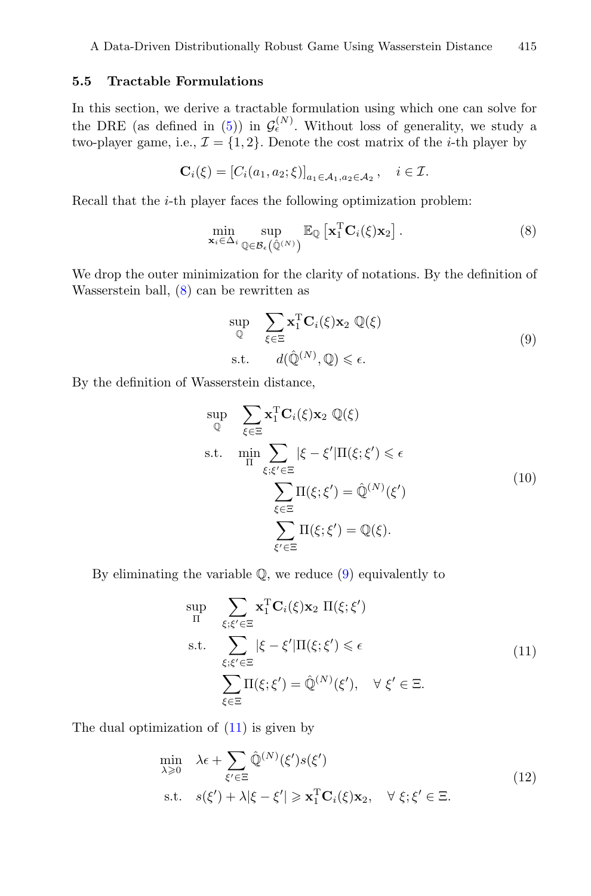### 5.5 Tractable Formulations

In this section, we derive a tractable formulation using which one can solve for the DRE (as defined in (5)) in $\mathcal{G}_{\epsilon}^{(N)}$. Without loss of generality, we study a two-player game, i.e., $\mathcal{I} = \{1, 2\}$. Denote the cost matrix of the $i$-th player by

$$\mathbf{C}_i(\xi) = [C_i(a_1, a_2; \xi)]_{a_1 \in \mathcal{A}_1, a_2 \in \mathcal{A}_2}, \quad i \in \mathcal{I}.$$

Recall that the $i$-th player faces the following optimization problem:

$$\min_{\mathbf{x}_i \in \Delta_i} \sup_{\mathbb{Q} \in \mathcal{B}_{\epsilon}\left(\hat{\mathbb{Q}}^{(N)}\right)} \mathbb{E}_{\mathbb{Q}} \left[\mathbf{x}_1^{\mathrm{T}} \mathbf{C}_i(\xi) \mathbf{x}_2\right]. \tag{8}$$

We drop the outer minimization for the clarity of notations. By the definition of Wasserstein ball, (8) can be rewritten as

$$\begin{aligned} \sup_{\mathbb{Q}} \quad & \sum_{\xi \in \Xi} \mathbf{x}_1^{\mathrm{T}} \mathbf{C}_i(\xi) \mathbf{x}_2 \; \mathbb{Q}(\xi) \\ \text{s.t.} \quad & d(\hat{\mathbb{Q}}^{(N)}, \mathbb{Q}) \leqslant \epsilon. \end{aligned} \tag{9}$$

By the definition of Wasserstein distance,

$$\begin{aligned} \sup_{\mathbb{Q}} \quad & \sum_{\xi \in \Xi} \mathbf{x}_1^{\mathrm{T}} \mathbf{C}_i(\xi) \mathbf{x}_2 \; \mathbb{Q}(\xi) \\ \text{s.t.} \quad & \min_{\Pi} \sum_{\xi; \xi' \in \Xi} |\xi - \xi'| \Pi(\xi; \xi') \leqslant \epsilon \\ & \qquad \sum_{\xi \in \Xi} \Pi(\xi; \xi') = \hat{\mathbb{Q}}^{(N)}(\xi') \\ & \qquad \sum_{\xi' \in \Xi} \Pi(\xi; \xi') = \mathbb{Q}(\xi). \end{aligned} \tag{10}$$

By eliminating the variable $\mathbb{Q}$, we reduce (9) equivalently to

$$\begin{aligned} \sup_{\Pi} \quad & \sum_{\xi; \xi' \in \Xi} \mathbf{x}_1^{\mathrm{T}} \mathbf{C}_i(\xi) \mathbf{x}_2 \; \Pi(\xi; \xi') \\ \text{s.t.} \quad & \sum_{\xi; \xi' \in \Xi} |\xi - \xi'| \Pi(\xi; \xi') \leqslant \epsilon \\ & \sum_{\xi \in \Xi} \Pi(\xi; \xi') = \hat{\mathbb{Q}}^{(N)}(\xi'), \quad \forall \; \xi' \in \Xi. \end{aligned} \tag{11}$$

The dual optimization of (11) is given by

$$\begin{aligned} \min_{\lambda \geqslant 0} \quad & \lambda \epsilon + \sum_{\xi' \in \Xi} \hat{\mathbb{Q}}^{(N)}(\xi') s(\xi') \\ \text{s.t.} \quad & s(\xi') + \lambda |\xi - \xi'| \geqslant \mathbf{x}_1^{\mathrm{T}} \mathbf{C}_i(\xi) \mathbf{x}_2, \quad \forall \; \xi; \xi' \in \Xi. \end{aligned} \tag{12}$$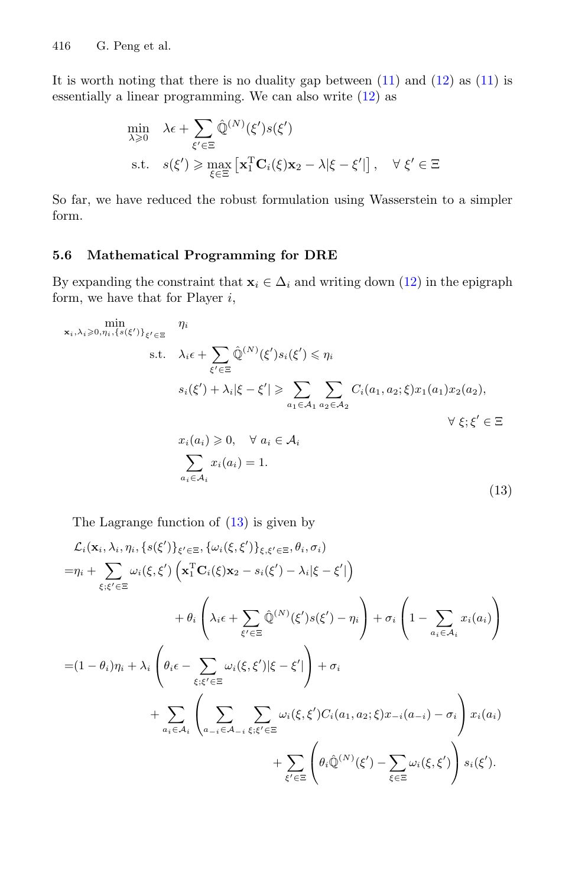It is worth noting that there is no duality gap between (11) and (12) as (11) is essentially a linear programming. We can also write (12) as

$$
\begin{aligned}
\min_{\lambda \geqslant 0} \quad & \lambda\epsilon + \sum_{\xi' \in \Xi} \hat{\mathbb{Q}}^{(N)}(\xi') s(\xi') \\
\text{s.t.} \quad & s(\xi') \geqslant \max_{\xi \in \Xi} \left[ \mathbf{x}_1^{\mathrm{T}} \mathbf{C}_i(\xi) \mathbf{x}_2 - \lambda |\xi - \xi'| \right], \quad \forall\, \xi' \in \Xi
\end{aligned}
$$

So far, we have reduced the robust formulation using Wasserstein to a simpler form.

### 5.6 Mathematical Programming for DRE

By expanding the constraint that $\mathbf{x}_i \in \Delta_i$ and writing down (12) in the epigraph form, we have that for Player $i$,

$$
\begin{aligned}
\min_{\mathbf{x}_i, \lambda_i \geqslant 0, \eta_i, \{s(\xi')\}_{\xi' \in \Xi}} \quad & \eta_i \\
\text{s.t.} \quad & \lambda_i \epsilon + \sum_{\xi' \in \Xi} \hat{\mathbb{Q}}^{(N)}(\xi') s_i(\xi') \leqslant \eta_i \\
& s_i(\xi') + \lambda_i |\xi - \xi'| \geqslant \sum_{a_1 \in \mathcal{A}_1} \sum_{a_2 \in \mathcal{A}_2} C_i(a_1, a_2; \xi) x_1(a_1) x_2(a_2), \\
& \qquad\qquad\qquad\qquad\qquad\qquad\qquad\qquad \forall\, \xi; \xi' \in \Xi \\
& x_i(a_i) \geqslant 0, \quad \forall\, a_i \in \mathcal{A}_i \\
& \sum_{a_i \in \mathcal{A}_i} x_i(a_i) = 1.
\end{aligned}
\tag{13}
$$

The Lagrange function of (13) is given by

$$
\begin{aligned}
& \mathcal{L}_i(\mathbf{x}_i, \lambda_i, \eta_i, \{s(\xi')\}_{\xi' \in \Xi}, \{\omega_i(\xi, \xi')\}_{\xi, \xi' \in \Xi}, \theta_i, \sigma_i) \\
=& \eta_i + \sum_{\xi; \xi' \in \Xi} \omega_i(\xi, \xi') \left( \mathbf{x}_1^{\mathrm{T}} \mathbf{C}_i(\xi) \mathbf{x}_2 - s_i(\xi') - \lambda_i |\xi - \xi'| \right) \\
& + \theta_i \left( \lambda_i \epsilon + \sum_{\xi' \in \Xi} \hat{\mathbb{Q}}^{(N)}(\xi') s(\xi') - \eta_i \right) + \sigma_i \left( 1 - \sum_{a_i \in \mathcal{A}_i} x_i(a_i) \right) \\
=& (1 - \theta_i) \eta_i + \lambda_i \left( \theta_i \epsilon - \sum_{\xi; \xi' \in \Xi} \omega_i(\xi, \xi') |\xi - \xi'| \right) + \sigma_i \\
& + \sum_{a_i \in \mathcal{A}_i} \left( \sum_{a_{-i} \in \mathcal{A}_{-i}} \sum_{\xi; \xi' \in \Xi} \omega_i(\xi, \xi') C_i(a_1, a_2; \xi) x_{-i}(a_{-i}) - \sigma_i \right) x_i(a_i) \\
& + \sum_{\xi' \in \Xi} \left( \theta_i \hat{\mathbb{Q}}^{(N)}(\xi') - \sum_{\xi \in \Xi} \omega_i(\xi, \xi') \right) s_i(\xi').
\end{aligned}
$$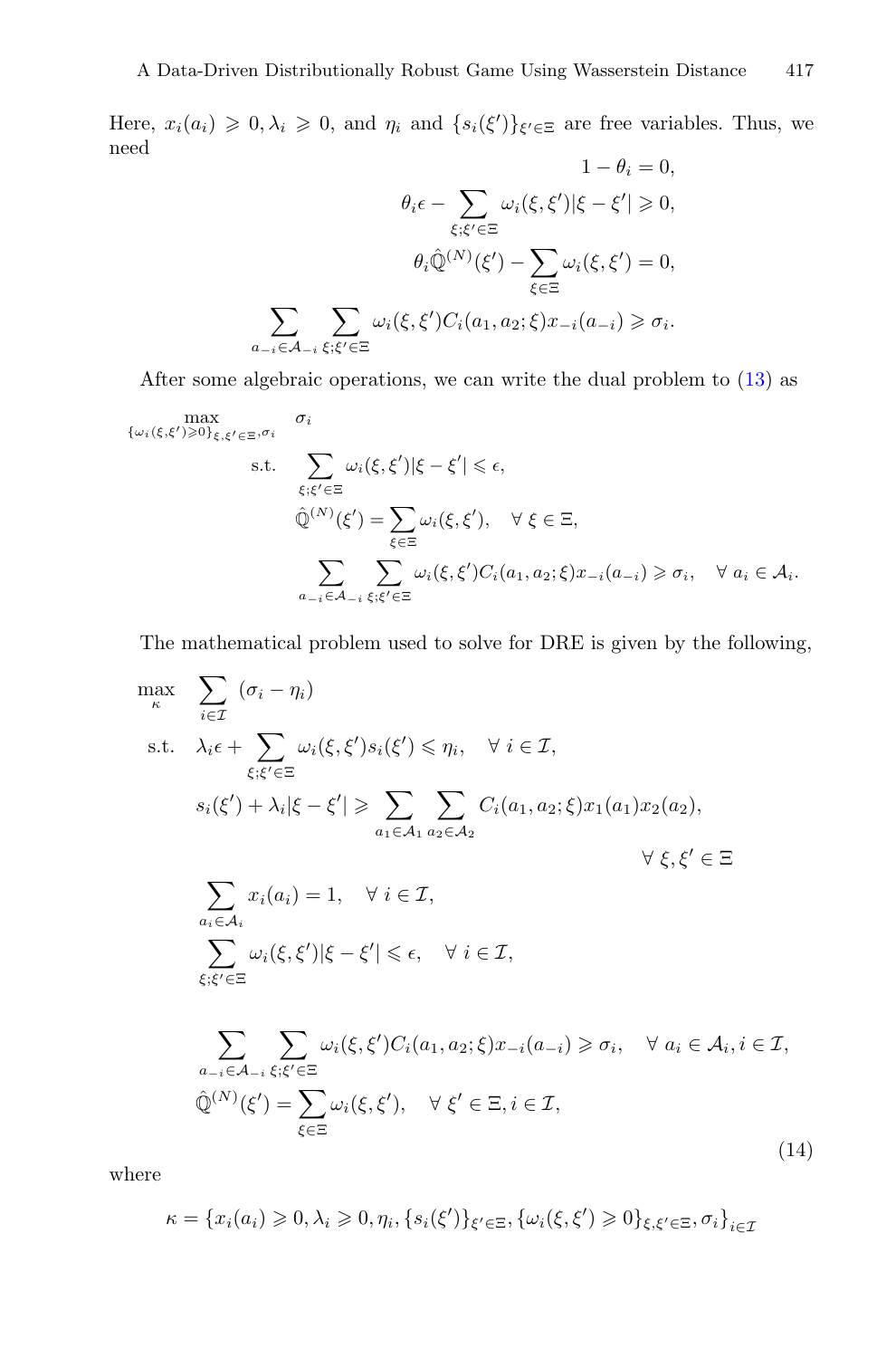Here, $x_i(a_i) \geqslant 0, \lambda_i \geqslant 0$, and $\eta_i$ and $\{s_i(\xi')\}_{\xi' \in \Xi}$ are free variables. Thus, we need

$$
\begin{aligned}
1 - \theta_i &= 0, \\
\theta_i \epsilon - \sum_{\xi;\xi' \in \Xi} \omega_i(\xi, \xi') |\xi - \xi'| &\geqslant 0, \\
\theta_i \hat{\mathbb{Q}}^{(N)}(\xi') - \sum_{\xi \in \Xi} \omega_i(\xi, \xi') &= 0, \\
\sum_{a_{-i} \in \mathcal{A}_{-i}} \sum_{\xi;\xi' \in \Xi} \omega_i(\xi, \xi') C_i(a_1, a_2; \xi) x_{-i}(a_{-i}) &\geqslant \sigma_i.
\end{aligned}
$$

After some algebraic operations, we can write the dual problem to (13) as

$$
\begin{aligned}
\max_{\{\omega_i(\xi,\xi') \geqslant 0\}_{\xi,\xi' \in \Xi}, \sigma_i} \quad & \sigma_i \\
\text{s.t.} \quad & \sum_{\xi;\xi' \in \Xi} \omega_i(\xi, \xi') |\xi - \xi'| \leqslant \epsilon, \\
& \hat{\mathbb{Q}}^{(N)}(\xi') = \sum_{\xi \in \Xi} \omega_i(\xi, \xi'), \quad \forall\ \xi \in \Xi, \\
& \sum_{a_{-i} \in \mathcal{A}_{-i}} \sum_{\xi;\xi' \in \Xi} \omega_i(\xi, \xi') C_i(a_1, a_2; \xi) x_{-i}(a_{-i}) \geqslant \sigma_i, \quad \forall\ a_i \in \mathcal{A}_i.
\end{aligned}
$$

The mathematical problem used to solve for DRE is given by the following,

$$
\begin{aligned}
\max_{\kappa} \quad & \sum_{i \in \mathcal{I}} (\sigma_i - \eta_i) \\
\text{s.t.} \quad & \lambda_i \epsilon + \sum_{\xi;\xi' \in \Xi} \omega_i(\xi, \xi') s_i(\xi') \leqslant \eta_i, \quad \forall\ i \in \mathcal{I}, \\
& s_i(\xi') + \lambda_i |\xi - \xi'| \geqslant \sum_{a_1 \in \mathcal{A}_1} \sum_{a_2 \in \mathcal{A}_2} C_i(a_1, a_2; \xi) x_1(a_1) x_2(a_2), \\
& \qquad \qquad \qquad \qquad \qquad \qquad \qquad \qquad \qquad \forall\ \xi, \xi' \in \Xi \\
& \sum_{a_i \in \mathcal{A}_i} x_i(a_i) = 1, \quad \forall\ i \in \mathcal{I}, \\
& \sum_{\xi;\xi' \in \Xi} \omega_i(\xi, \xi') |\xi - \xi'| \leqslant \epsilon, \quad \forall\ i \in \mathcal{I}, \\
& \sum_{a_{-i} \in \mathcal{A}_{-i}} \sum_{\xi;\xi' \in \Xi} \omega_i(\xi, \xi') C_i(a_1, a_2; \xi) x_{-i}(a_{-i}) \geqslant \sigma_i, \quad \forall\ a_i \in \mathcal{A}_i, i \in \mathcal{I}, \\
& \hat{\mathbb{Q}}^{(N)}(\xi') = \sum_{\xi \in \Xi} \omega_i(\xi, \xi'), \quad \forall\ \xi' \in \Xi, i \in \mathcal{I},
\end{aligned}
\tag{14}
$$

where

$$
\kappa = \{x_i(a_i) \geqslant 0, \lambda_i \geqslant 0, \eta_i, \{s_i(\xi')\}_{\xi' \in \Xi}, \{\omega_i(\xi, \xi') \geqslant 0\}_{\xi, \xi' \in \Xi}, \sigma_i\}_{i \in \mathcal{I}}
$$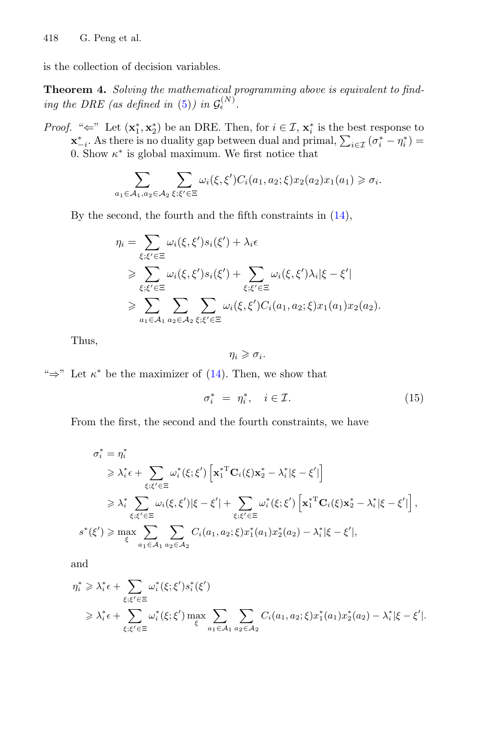is the collection of decision variables.

**Theorem 4.** *Solving the mathematical programming above is equivalent to finding the DRE (as defined in (5)) in $\mathcal{G}_{\epsilon}^{(N)}$.*

*Proof.* "$\Leftarrow$" Let $(\mathbf{x}_1^*, \mathbf{x}_2^*)$ be an DRE. Then, for $i \in \mathcal{I}$, $\mathbf{x}_i^*$ is the best response to $\mathbf{x}_{-i}^*$. As there is no duality gap between dual and primal, $\sum_{i\in\mathcal{I}}(\sigma_i^* - \eta_i^*) = 0$. Show $\kappa^*$ is global maximum. We first notice that

$$\sum_{a_1\in\mathcal{A}_1, a_2\in\mathcal{A}_2}\sum_{\xi;\xi'\in\Xi}\omega_i(\xi,\xi')C_i(a_1,a_2;\xi)x_2(a_2)x_1(a_1) \geqslant \sigma_i.$$

By the second, the fourth and the fifth constraints in (14),

$$\begin{aligned}
\eta_i &= \sum_{\xi;\xi'\in\Xi}\omega_i(\xi,\xi')s_i(\xi') + \lambda_i\epsilon \\
&\geqslant \sum_{\xi;\xi'\in\Xi}\omega_i(\xi,\xi')s_i(\xi') + \sum_{\xi;\xi'\in\Xi}\omega_i(\xi,\xi')\lambda_i|\xi-\xi'| \\
&\geqslant \sum_{a_1\in\mathcal{A}_1}\sum_{a_2\in\mathcal{A}_2}\sum_{\xi;\xi'\in\Xi}\omega_i(\xi,\xi')C_i(a_1,a_2;\xi)x_1(a_1)x_2(a_2).
\end{aligned}$$

Thus,

$$\eta_i \geqslant \sigma_i.$$

"$\Rightarrow$" Let $\kappa^*$ be the maximizer of (14). Then, we show that

$$\sigma_i^* = \eta_i^*, \quad i \in \mathcal{I}. \tag{15}$$

From the first, the second and the fourth constraints, we have

$$\begin{aligned}
\sigma_i^* &= \eta_i^* \\
&\geqslant \lambda_i^*\epsilon + \sum_{\xi;\xi'\in\Xi}\omega_i^*(\xi;\xi')\left[\mathbf{x}_1^{*\mathrm{T}}\mathbf{C}_i(\xi)\mathbf{x}_2^* - \lambda_i^*|\xi-\xi'|\right] \\
&\geqslant \lambda_i^*\sum_{\xi;\xi'\in\Xi}\omega_i(\xi,\xi')|\xi-\xi'| + \sum_{\xi;\xi'\in\Xi}\omega_i^*(\xi;\xi')\left[\mathbf{x}_1^{*\mathrm{T}}\mathbf{C}_i(\xi)\mathbf{x}_2^* - \lambda_i^*|\xi-\xi'|\right], \\
s^*(\xi') &\geqslant \max_{\xi}\sum_{a_1\in\mathcal{A}_1}\sum_{a_2\in\mathcal{A}_2}C_i(a_1,a_2;\xi)x_1^*(a_1)x_2^*(a_2) - \lambda_i^*|\xi-\xi'|,
\end{aligned}$$

and

$$\begin{aligned}
\eta_i^* &\geqslant \lambda_i^*\epsilon + \sum_{\xi;\xi'\in\Xi}\omega_i^*(\xi;\xi')s_i^*(\xi') \\
&\geqslant \lambda_i^*\epsilon + \sum_{\xi;\xi'\in\Xi}\omega_i^*(\xi;\xi')\max_{\xi}\sum_{a_1\in\mathcal{A}_1}\sum_{a_2\in\mathcal{A}_2}C_i(a_1,a_2;\xi)x_1^*(a_1)x_2^*(a_2) - \lambda_i^*|\xi-\xi'|.
\end{aligned}$$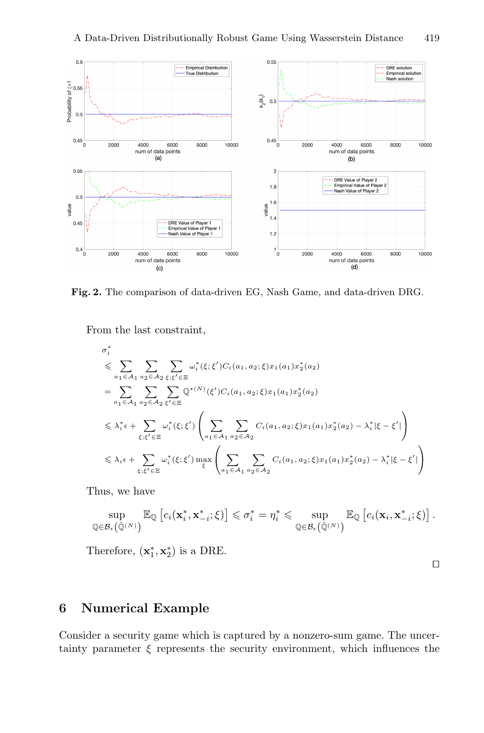**Fig. 2.** The comparison of data-driven EG, Nash Game, and data-driven DRG.

From the last constraint,

$$
\begin{aligned}
&\sigma_i^* \\
&\leqslant \sum_{a_1 \in \mathcal{A}_1} \sum_{a_2 \in \mathcal{A}_2} \sum_{\xi;\xi' \in \Xi} \omega_i^*(\xi;\xi') C_i(a_1, a_2; \xi) x_1(a_1) x_2^*(a_2) \\
&= \sum_{a_1 \in \mathcal{A}_1} \sum_{a_2 \in \mathcal{A}_2} \sum_{\xi' \in \Xi} \mathbb{Q}^{*(N)}(\xi') C_i(a_1, a_2; \xi) x_1(a_1) x_2^*(a_2) \\
&\leqslant \lambda_i^* \epsilon + \sum_{\xi;\xi' \in \Xi} \omega_i^*(\xi;\xi') \left( \sum_{a_1 \in \mathcal{A}_1} \sum_{a_2 \in \mathcal{A}_2} C_i(a_1, a_2; \xi) x_1(a_1) x_2^*(a_2) - \lambda_i^* |\xi - \xi'| \right) \\
&\leqslant \lambda_i \epsilon + \sum_{\xi;\xi' \in \Xi} \omega_i^*(\xi;\xi') \max_{\xi} \left( \sum_{a_1 \in \mathcal{A}_1} \sum_{a_2 \in \mathcal{A}_2} C_i(a_1, a_2; \xi) x_1(a_1) x_2^*(a_2) - \lambda_i^* |\xi - \xi'| \right)
\end{aligned}
$$

Thus, we have

$$
\sup_{\mathbb{Q} \in \mathcal{B}_\epsilon\left(\hat{\mathbb{Q}}^{(N)}\right)} \mathbb{E}_{\mathbb{Q}} \left[ c_i(\mathbf{x}_i^*, \mathbf{x}_{-i}^*; \xi) \right] \leqslant \sigma_i^* = \eta_i^* \leqslant \sup_{\mathbb{Q} \in \mathcal{B}_\epsilon\left(\hat{\mathbb{Q}}^{(N)}\right)} \mathbb{E}_{\mathbb{Q}} \left[ c_i(\mathbf{x}_i, \mathbf{x}_{-i}^*; \xi) \right].
$$

Therefore, $(\mathbf{x}_1^*, \mathbf{x}_2^*)$ is a DRE.

□

# 6 Numerical Example

Consider a security game which is captured by a nonzero-sum game. The uncertainty parameter $\xi$ represents the security environment, which influences the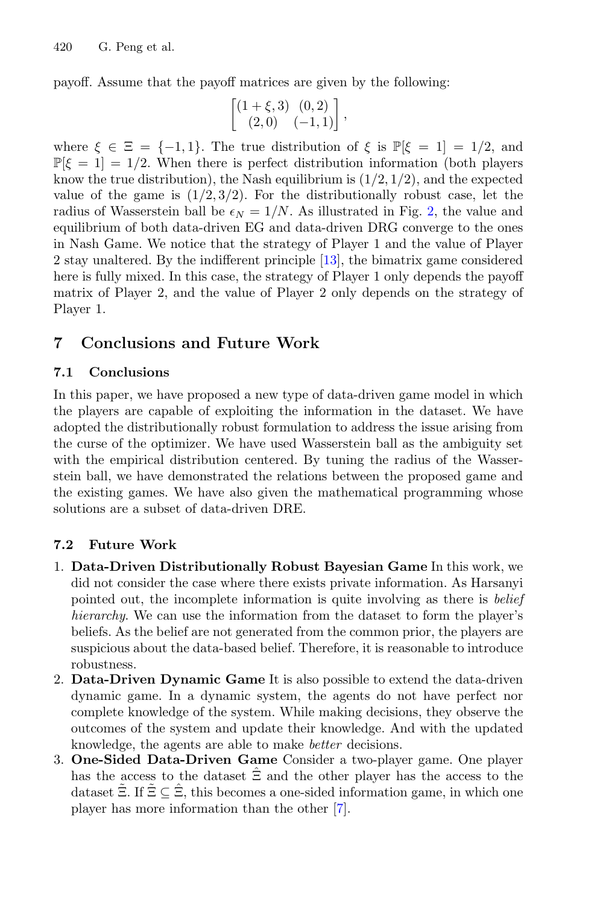payoff. Assume that the payoff matrices are given by the following:

$$\begin{bmatrix} (1+\xi, 3) & (0, 2) \\ (2, 0) & (-1, 1) \end{bmatrix},$$

where $\xi \in \Xi = \{-1, 1\}$. The true distribution of $\xi$ is $\mathbb{P}[\xi = 1] = 1/2$, and $\mathbb{P}[\xi = 1] = 1/2$. When there is perfect distribution information (both players know the true distribution), the Nash equilibrium is $(1/2, 1/2)$, and the expected value of the game is $(1/2, 3/2)$. For the distributionally robust case, let the radius of Wasserstein ball be $\epsilon_N = 1/N$. As illustrated in Fig. 2, the value and equilibrium of both data-driven EG and data-driven DRG converge to the ones in Nash Game. We notice that the strategy of Player 1 and the value of Player 2 stay unaltered. By the indifferent principle [13], the bimatrix game considered here is fully mixed. In this case, the strategy of Player 1 only depends the payoff matrix of Player 2, and the value of Player 2 only depends on the strategy of Player 1.

## 7 Conclusions and Future Work

### 7.1 Conclusions

In this paper, we have proposed a new type of data-driven game model in which the players are capable of exploiting the information in the dataset. We have adopted the distributionally robust formulation to address the issue arising from the curse of the optimizer. We have used Wasserstein ball as the ambiguity set with the empirical distribution centered. By tuning the radius of the Wasserstein ball, we have demonstrated the relations between the proposed game and the existing games. We have also given the mathematical programming whose solutions are a subset of data-driven DRE.

### 7.2 Future Work

1. **Data-Driven Distributionally Robust Bayesian Game** In this work, we did not consider the case where there exists private information. As Harsanyi pointed out, the incomplete information is quite involving as there is *belief hierarchy*. We can use the information from the dataset to form the player's beliefs. As the belief are not generated from the common prior, the players are suspicious about the data-based belief. Therefore, it is reasonable to introduce robustness.
2. **Data-Driven Dynamic Game** It is also possible to extend the data-driven dynamic game. In a dynamic system, the agents do not have perfect nor complete knowledge of the system. While making decisions, they observe the outcomes of the system and update their knowledge. And with the updated knowledge, the agents are able to make *better* decisions.
3. **One-Sided Data-Driven Game** Consider a two-player game. One player has the access to the dataset $\hat{\Xi}$ and the other player has the access to the dataset $\tilde{\Xi}$. If $\tilde{\Xi} \subseteq \hat{\Xi}$, this becomes a one-sided information game, in which one player has more information than the other [7].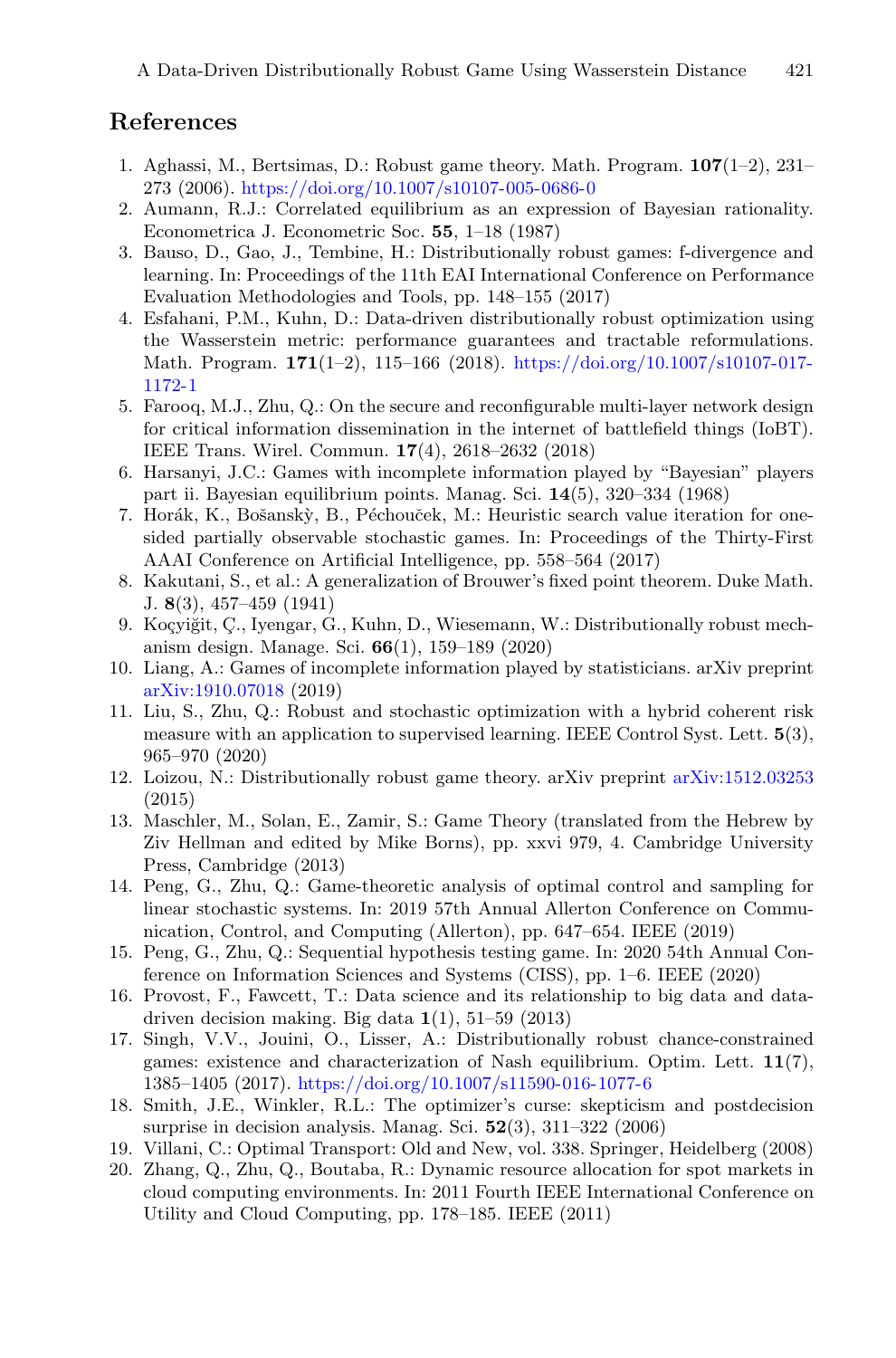## References

1. Aghassi, M., Bertsimas, D.: Robust game theory. Math. Program. **107**(1–2), 231–273 (2006). https://doi.org/10.1007/s10107-005-0686-0
2. Aumann, R.J.: Correlated equilibrium as an expression of Bayesian rationality. Econometrica J. Econometric Soc. **55**, 1–18 (1987)
3. Bauso, D., Gao, J., Tembine, H.: Distributionally robust games: f-divergence and learning. In: Proceedings of the 11th EAI International Conference on Performance Evaluation Methodologies and Tools, pp. 148–155 (2017)
4. Esfahani, P.M., Kuhn, D.: Data-driven distributionally robust optimization using the Wasserstein metric: performance guarantees and tractable reformulations. Math. Program. **171**(1–2), 115–166 (2018). https://doi.org/10.1007/s10107-017-1172-1
5. Farooq, M.J., Zhu, Q.: On the secure and reconfigurable multi-layer network design for critical information dissemination in the internet of battlefield things (IoBT). IEEE Trans. Wirel. Commun. **17**(4), 2618–2632 (2018)
6. Harsanyi, J.C.: Games with incomplete information played by "Bayesian" players part ii. Bayesian equilibrium points. Manag. Sci. **14**(5), 320–334 (1968)
7. Horák, K., Bošanskỳ, B., Pěchouček, M.: Heuristic search value iteration for one-sided partially observable stochastic games. In: Proceedings of the Thirty-First AAAI Conference on Artificial Intelligence, pp. 558–564 (2017)
8. Kakutani, S., et al.: A generalization of Brouwer's fixed point theorem. Duke Math. J. **8**(3), 457–459 (1941)
9. Koçyiğit, Ç., Iyengar, G., Kuhn, D., Wiesemann, W.: Distributionally robust mechanism design. Manage. Sci. **66**(1), 159–189 (2020)
10. Liang, A.: Games of incomplete information played by statisticians. arXiv preprint arXiv:1910.07018 (2019)
11. Liu, S., Zhu, Q.: Robust and stochastic optimization with a hybrid coherent risk measure with an application to supervised learning. IEEE Control Syst. Lett. **5**(3), 965–970 (2020)
12. Loizou, N.: Distributionally robust game theory. arXiv preprint arXiv:1512.03253 (2015)
13. Maschler, M., Solan, E., Zamir, S.: Game Theory (translated from the Hebrew by Ziv Hellman and edited by Mike Borns), pp. xxvi 979, 4. Cambridge University Press, Cambridge (2013)
14. Peng, G., Zhu, Q.: Game-theoretic analysis of optimal control and sampling for linear stochastic systems. In: 2019 57th Annual Allerton Conference on Communication, Control, and Computing (Allerton), pp. 647–654. IEEE (2019)
15. Peng, G., Zhu, Q.: Sequential hypothesis testing game. In: 2020 54th Annual Conference on Information Sciences and Systems (CISS), pp. 1–6. IEEE (2020)
16. Provost, F., Fawcett, T.: Data science and its relationship to big data and data-driven decision making. Big data **1**(1), 51–59 (2013)
17. Singh, V.V., Jouini, O., Lisser, A.: Distributionally robust chance-constrained games: existence and characterization of Nash equilibrium. Optim. Lett. **11**(7), 1385–1405 (2017). https://doi.org/10.1007/s11590-016-1077-6
18. Smith, J.E., Winkler, R.L.: The optimizer's curse: skepticism and postdecision surprise in decision analysis. Manag. Sci. **52**(3), 311–322 (2006)
19. Villani, C.: Optimal Transport: Old and New, vol. 338. Springer, Heidelberg (2008)
20. Zhang, Q., Zhu, Q., Boutaba, R.: Dynamic resource allocation for spot markets in cloud computing environments. In: 2011 Fourth IEEE International Conference on Utility and Cloud Computing, pp. 178–185. IEEE (2011)